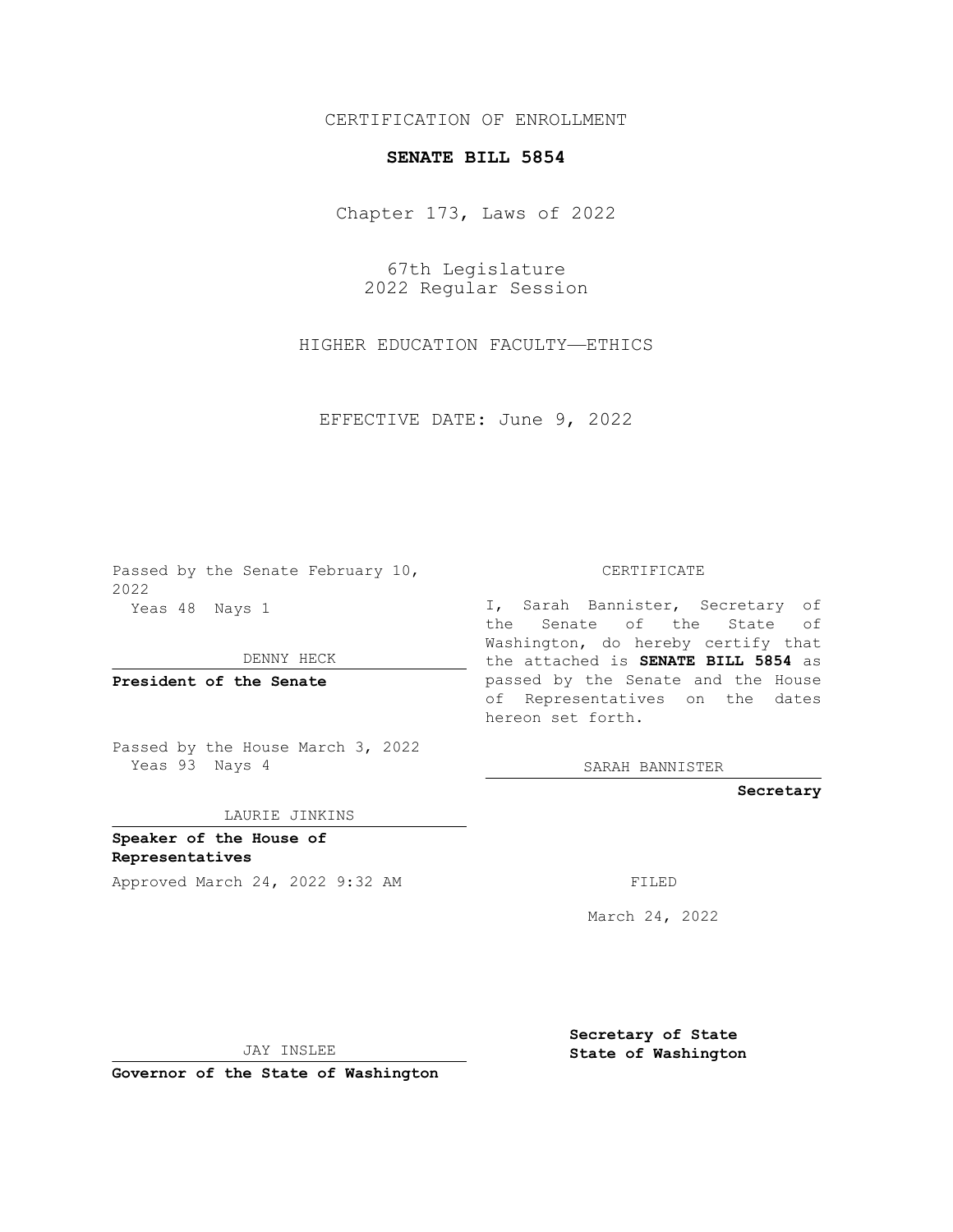CERTIFICATION OF ENROLLMENT

**SENATE BILL 5854**

Chapter 173, Laws of 2022

67th Legislature
2022 Regular Session

HIGHER EDUCATION FACULTY—ETHICS

EFFECTIVE DATE: June 9, 2022

Passed by the Senate February 10, 2022
Yeas 48 Nays 1

DENNY HECK

**President of the Senate**

Passed by the House March 3, 2022
Yeas 93 Nays 4

LAURIE JINKINS

**Speaker of the House of Representatives**

Approved March 24, 2022 9:32 AM

JAY INSLEE

**Governor of the State of Washington**

CERTIFICATE

I, Sarah Bannister, Secretary of the Senate of the State of Washington, do hereby certify that the attached is **SENATE BILL 5854** as passed by the Senate and the House of Representatives on the dates hereon set forth.

SARAH BANNISTER

**Secretary**

FILED

March 24, 2022

**Secretary of State**
**State of Washington**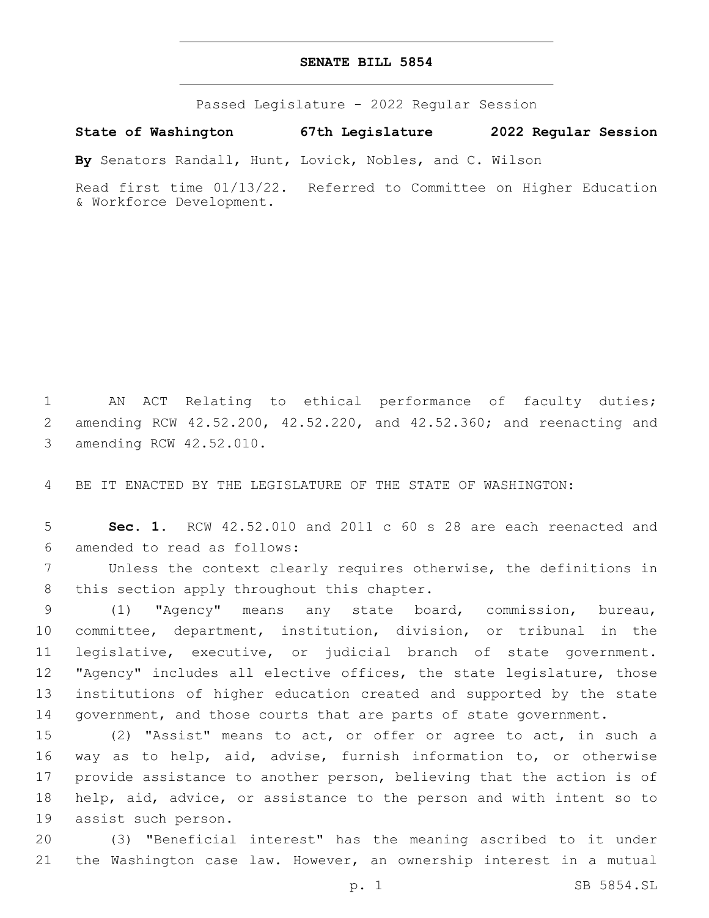# SENATE BILL 5854

Passed Legislature - 2022 Regular Session

**State of Washington 67th Legislature 2022 Regular Session**

**By** Senators Randall, Hunt, Lovick, Nobles, and C. Wilson

Read first time 01/13/22. Referred to Committee on Higher Education & Workforce Development.

AN ACT Relating to ethical performance of faculty duties; amending RCW 42.52.200, 42.52.220, and 42.52.360; and reenacting and amending RCW 42.52.010.

BE IT ENACTED BY THE LEGISLATURE OF THE STATE OF WASHINGTON:

**Sec. 1.** RCW 42.52.010 and 2011 c 60 s 28 are each reenacted and amended to read as follows:

Unless the context clearly requires otherwise, the definitions in this section apply throughout this chapter.

(1) "Agency" means any state board, commission, bureau, committee, department, institution, division, or tribunal in the legislative, executive, or judicial branch of state government. "Agency" includes all elective offices, the state legislature, those institutions of higher education created and supported by the state government, and those courts that are parts of state government.

(2) "Assist" means to act, or offer or agree to act, in such a way as to help, aid, advise, furnish information to, or otherwise provide assistance to another person, believing that the action is of help, aid, advice, or assistance to the person and with intent so to assist such person.

(3) "Beneficial interest" has the meaning ascribed to it under the Washington case law. However, an ownership interest in a mutual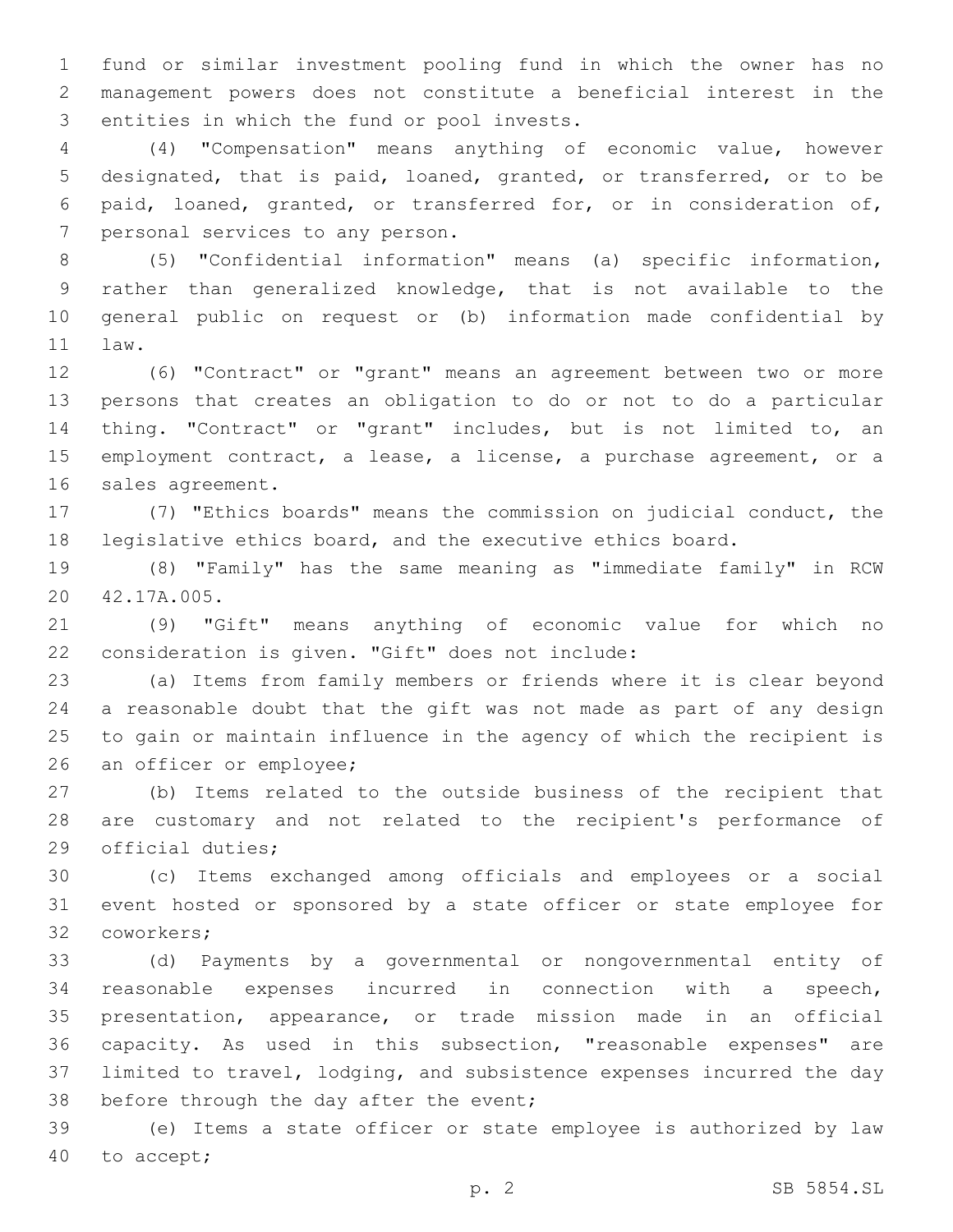fund or similar investment pooling fund in which the owner has no management powers does not constitute a beneficial interest in the entities in which the fund or pool invests.

(4) "Compensation" means anything of economic value, however designated, that is paid, loaned, granted, or transferred, or to be paid, loaned, granted, or transferred for, or in consideration of, personal services to any person.

(5) "Confidential information" means (a) specific information, rather than generalized knowledge, that is not available to the general public on request or (b) information made confidential by law.

(6) "Contract" or "grant" means an agreement between two or more persons that creates an obligation to do or not to do a particular thing. "Contract" or "grant" includes, but is not limited to, an employment contract, a lease, a license, a purchase agreement, or a sales agreement.

(7) "Ethics boards" means the commission on judicial conduct, the legislative ethics board, and the executive ethics board.

(8) "Family" has the same meaning as "immediate family" in RCW 42.17A.005.

(9) "Gift" means anything of economic value for which no consideration is given. "Gift" does not include:

(a) Items from family members or friends where it is clear beyond a reasonable doubt that the gift was not made as part of any design to gain or maintain influence in the agency of which the recipient is an officer or employee;

(b) Items related to the outside business of the recipient that are customary and not related to the recipient's performance of official duties;

(c) Items exchanged among officials and employees or a social event hosted or sponsored by a state officer or state employee for coworkers;

(d) Payments by a governmental or nongovernmental entity of reasonable expenses incurred in connection with a speech, presentation, appearance, or trade mission made in an official capacity. As used in this subsection, "reasonable expenses" are limited to travel, lodging, and subsistence expenses incurred the day before through the day after the event;

(e) Items a state officer or state employee is authorized by law to accept;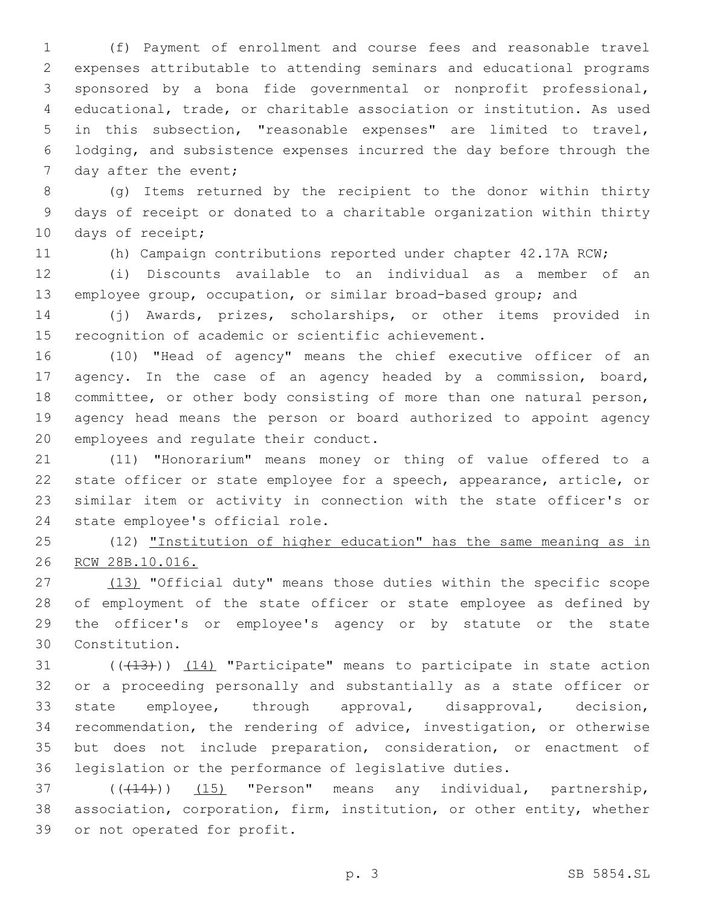(f) Payment of enrollment and course fees and reasonable travel expenses attributable to attending seminars and educational programs sponsored by a bona fide governmental or nonprofit professional, educational, trade, or charitable association or institution. As used in this subsection, "reasonable expenses" are limited to travel, lodging, and subsistence expenses incurred the day before through the day after the event;

(g) Items returned by the recipient to the donor within thirty days of receipt or donated to a charitable organization within thirty days of receipt;

(h) Campaign contributions reported under chapter 42.17A RCW;

(i) Discounts available to an individual as a member of an employee group, occupation, or similar broad-based group; and

(j) Awards, prizes, scholarships, or other items provided in recognition of academic or scientific achievement.

(10) "Head of agency" means the chief executive officer of an agency. In the case of an agency headed by a commission, board, committee, or other body consisting of more than one natural person, agency head means the person or board authorized to appoint agency employees and regulate their conduct.

(11) "Honorarium" means money or thing of value offered to a state officer or state employee for a speech, appearance, article, or similar item or activity in connection with the state officer's or state employee's official role.

(12) <u>"Institution of higher education" has the same meaning as in RCW 28B.10.016.</u>

<u>(13)</u> "Official duty" means those duties within the specific scope of employment of the state officer or state employee as defined by the officer's or employee's agency or by statute or the state Constitution.

((~~(13)~~)) <u>(14)</u> "Participate" means to participate in state action or a proceeding personally and substantially as a state officer or state employee, through approval, disapproval, decision, recommendation, the rendering of advice, investigation, or otherwise but does not include preparation, consideration, or enactment of legislation or the performance of legislative duties.

((~~(14)~~)) <u>(15)</u> "Person" means any individual, partnership, association, corporation, firm, institution, or other entity, whether or not operated for profit.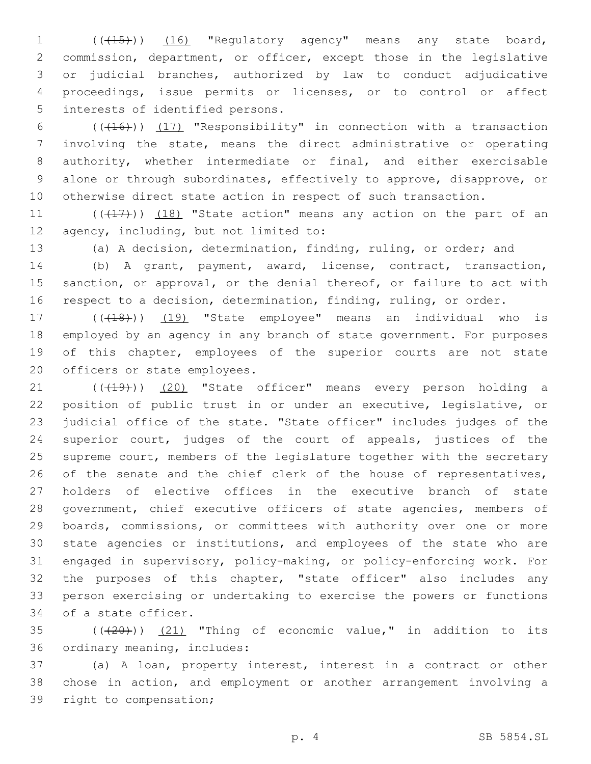((~~(15)~~)) (16) "Regulatory agency" means any state board, commission, department, or officer, except those in the legislative or judicial branches, authorized by law to conduct adjudicative proceedings, issue permits or licenses, or to control or affect interests of identified persons.

((~~(16)~~)) (17) "Responsibility" in connection with a transaction involving the state, means the direct administrative or operating authority, whether intermediate or final, and either exercisable alone or through subordinates, effectively to approve, disapprove, or otherwise direct state action in respect of such transaction.

((~~(17)~~)) (18) "State action" means any action on the part of an agency, including, but not limited to:

(a) A decision, determination, finding, ruling, or order; and

(b) A grant, payment, award, license, contract, transaction, sanction, or approval, or the denial thereof, or failure to act with respect to a decision, determination, finding, ruling, or order.

((~~(18)~~)) (19) "State employee" means an individual who is employed by an agency in any branch of state government. For purposes of this chapter, employees of the superior courts are not state officers or state employees.

((~~(19)~~)) (20) "State officer" means every person holding a position of public trust in or under an executive, legislative, or judicial office of the state. "State officer" includes judges of the superior court, judges of the court of appeals, justices of the supreme court, members of the legislature together with the secretary of the senate and the chief clerk of the house of representatives, holders of elective offices in the executive branch of state government, chief executive officers of state agencies, members of boards, commissions, or committees with authority over one or more state agencies or institutions, and employees of the state who are engaged in supervisory, policy-making, or policy-enforcing work. For the purposes of this chapter, "state officer" also includes any person exercising or undertaking to exercise the powers or functions of a state officer.

((~~(20)~~)) (21) "Thing of economic value," in addition to its ordinary meaning, includes:

(a) A loan, property interest, interest in a contract or other chose in action, and employment or another arrangement involving a right to compensation;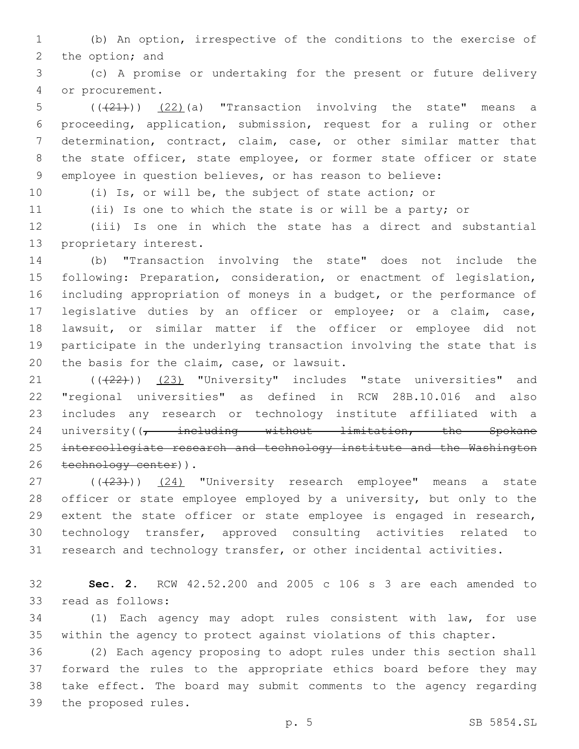(b) An option, irrespective of the conditions to the exercise of the option; and

(c) A promise or undertaking for the present or future delivery or procurement.

(((21))) (22)(a) "Transaction involving the state" means a proceeding, application, submission, request for a ruling or other determination, contract, claim, case, or other similar matter that the state officer, state employee, or former state officer or state employee in question believes, or has reason to believe:

(i) Is, or will be, the subject of state action; or

(ii) Is one to which the state is or will be a party; or

(iii) Is one in which the state has a direct and substantial proprietary interest.

(b) "Transaction involving the state" does not include the following: Preparation, consideration, or enactment of legislation, including appropriation of moneys in a budget, or the performance of legislative duties by an officer or employee; or a claim, case, lawsuit, or similar matter if the officer or employee did not participate in the underlying transaction involving the state that is the basis for the claim, case, or lawsuit.

(((22))) (23) "University" includes "state universities" and "regional universities" as defined in RCW 28B.10.016 and also includes any research or technology institute affiliated with a university((~~, including without limitation, the Spokane intercollegiate research and technology institute and the Washington technology center~~)).

(((23))) (24) "University research employee" means a state officer or state employee employed by a university, but only to the extent the state officer or state employee is engaged in research, technology transfer, approved consulting activities related to research and technology transfer, or other incidental activities.

**Sec. 2.** RCW 42.52.200 and 2005 c 106 s 3 are each amended to read as follows:

(1) Each agency may adopt rules consistent with law, for use within the agency to protect against violations of this chapter.

(2) Each agency proposing to adopt rules under this section shall forward the rules to the appropriate ethics board before they may take effect. The board may submit comments to the agency regarding the proposed rules.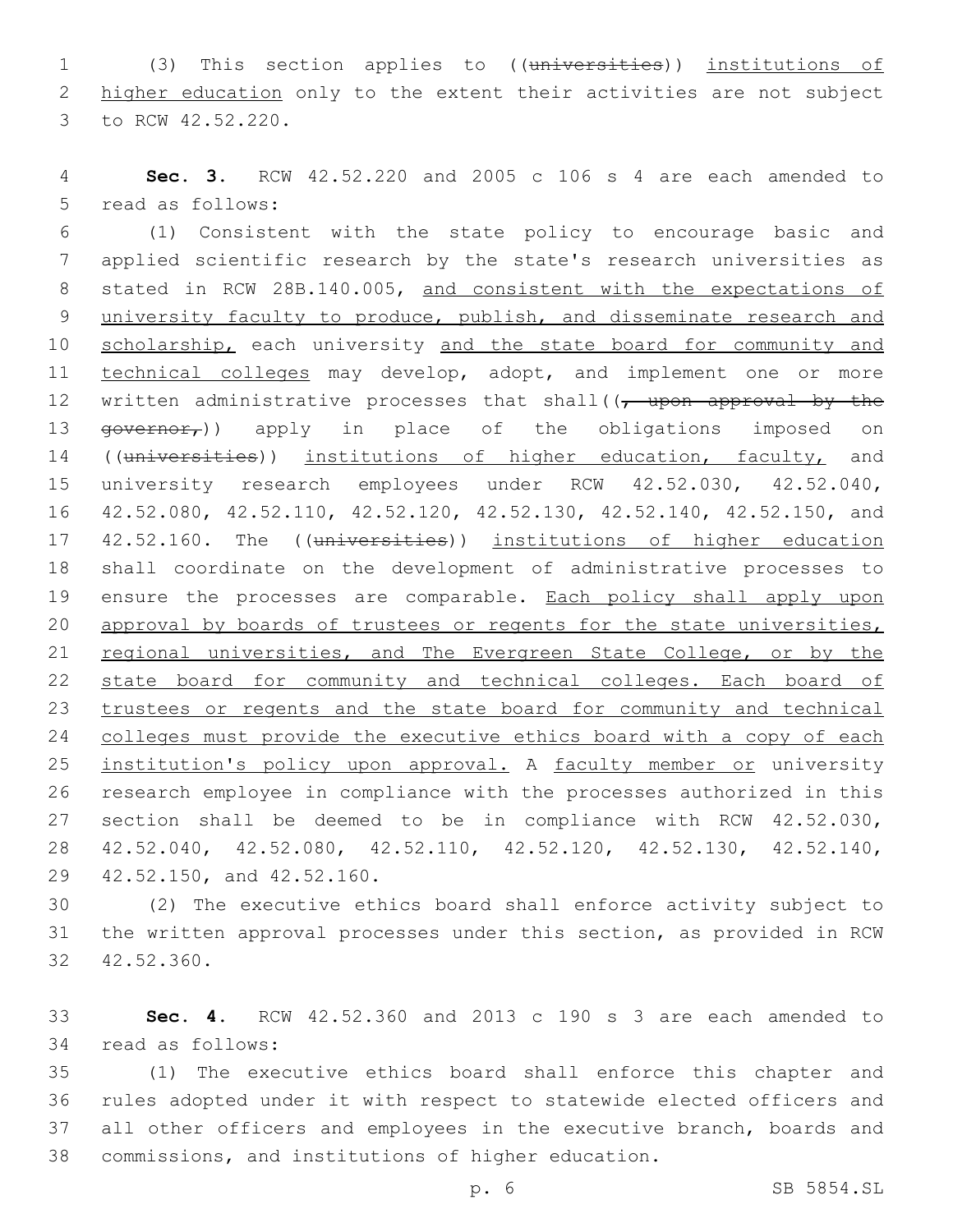(3) This section applies to ((~~universities~~)) <u>institutions of higher education</u> only to the extent their activities are not subject to RCW 42.52.220.

**Sec. 3.** RCW 42.52.220 and 2005 c 106 s 4 are each amended to read as follows:

(1) Consistent with the state policy to encourage basic and applied scientific research by the state's research universities as stated in RCW 28B.140.005, <u>and consistent with the expectations of university faculty to produce, publish, and disseminate research and scholarship,</u> each university <u>and the state board for community and technical colleges</u> may develop, adopt, and implement one or more written administrative processes that shall((~~, upon approval by the governor,~~)) apply in place of the obligations imposed on ((~~universities~~)) <u>institutions of higher education, faculty,</u> and university research employees under RCW 42.52.030, 42.52.040, 42.52.080, 42.52.110, 42.52.120, 42.52.130, 42.52.140, 42.52.150, and 42.52.160. The ((~~universities~~)) <u>institutions of higher education</u> shall coordinate on the development of administrative processes to ensure the processes are comparable. <u>Each policy shall apply upon approval by boards of trustees or regents for the state universities, regional universities, and The Evergreen State College, or by the state board for community and technical colleges. Each board of trustees or regents and the state board for community and technical colleges must provide the executive ethics board with a copy of each institution's policy upon approval.</u> A <u>faculty member or</u> university research employee in compliance with the processes authorized in this section shall be deemed to be in compliance with RCW 42.52.030, 42.52.040, 42.52.080, 42.52.110, 42.52.120, 42.52.130, 42.52.140, 42.52.150, and 42.52.160.

(2) The executive ethics board shall enforce activity subject to the written approval processes under this section, as provided in RCW 42.52.360.

**Sec. 4.** RCW 42.52.360 and 2013 c 190 s 3 are each amended to read as follows:

(1) The executive ethics board shall enforce this chapter and rules adopted under it with respect to statewide elected officers and all other officers and employees in the executive branch, boards and commissions, and institutions of higher education.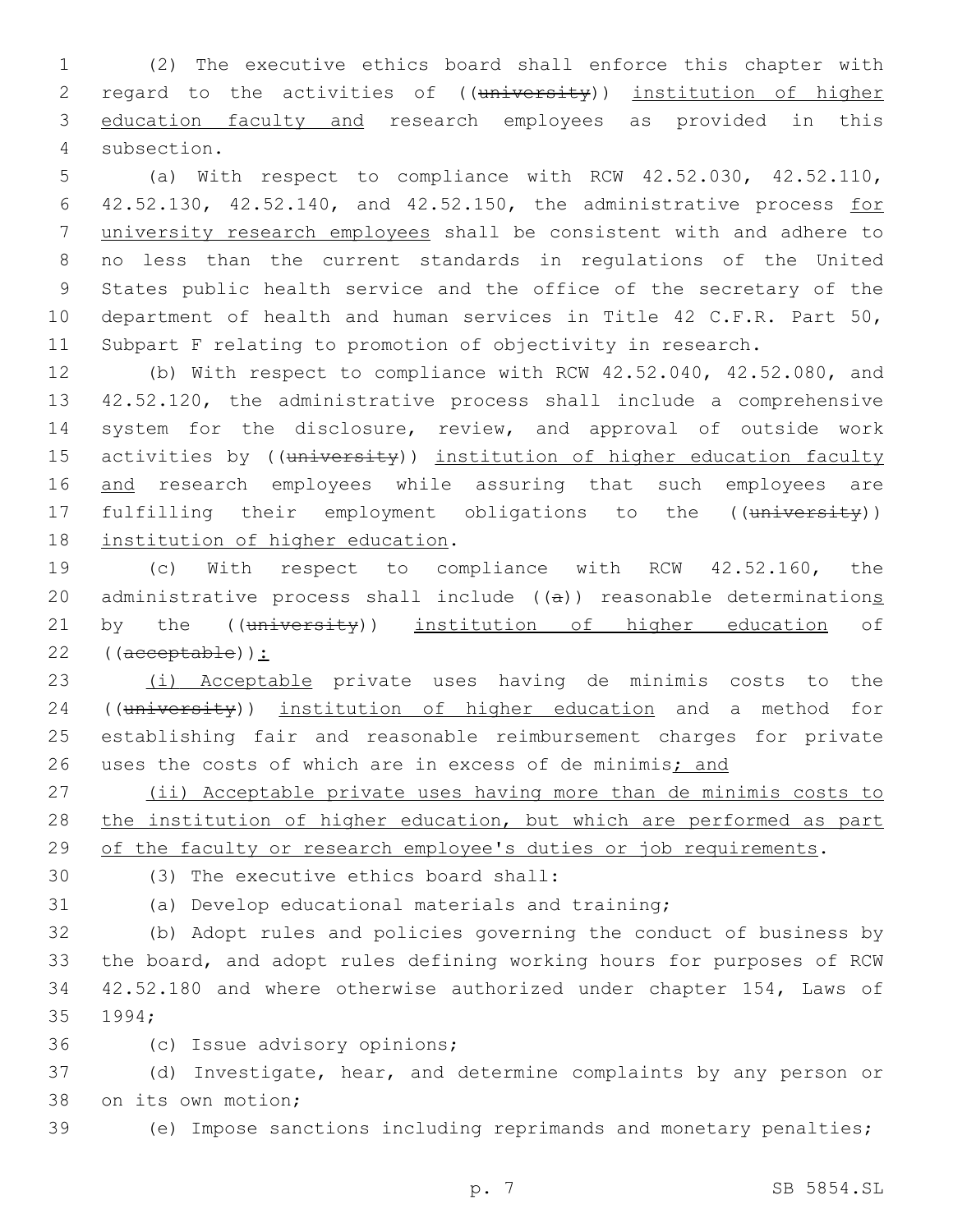(2) The executive ethics board shall enforce this chapter with regard to the activities of ((~~university~~)) institution of higher education faculty and research employees as provided in this subsection.

(a) With respect to compliance with RCW 42.52.030, 42.52.110, 42.52.130, 42.52.140, and 42.52.150, the administrative process for university research employees shall be consistent with and adhere to no less than the current standards in regulations of the United States public health service and the office of the secretary of the department of health and human services in Title 42 C.F.R. Part 50, Subpart F relating to promotion of objectivity in research.

(b) With respect to compliance with RCW 42.52.040, 42.52.080, and 42.52.120, the administrative process shall include a comprehensive system for the disclosure, review, and approval of outside work activities by ((~~university~~)) institution of higher education faculty and research employees while assuring that such employees are fulfilling their employment obligations to the ((~~university~~)) institution of higher education.

(c) With respect to compliance with RCW 42.52.160, the administrative process shall include ((~~a~~)) reasonable determinations by the ((~~university~~)) institution of higher education of ((~~acceptable~~)):

(i) Acceptable private uses having de minimis costs to the ((~~university~~)) institution of higher education and a method for establishing fair and reasonable reimbursement charges for private uses the costs of which are in excess of de minimis; and

(ii) Acceptable private uses having more than de minimis costs to the institution of higher education, but which are performed as part of the faculty or research employee's duties or job requirements.

(3) The executive ethics board shall:

(a) Develop educational materials and training;

(b) Adopt rules and policies governing the conduct of business by the board, and adopt rules defining working hours for purposes of RCW 42.52.180 and where otherwise authorized under chapter 154, Laws of 1994;

(c) Issue advisory opinions;

(d) Investigate, hear, and determine complaints by any person or on its own motion;

(e) Impose sanctions including reprimands and monetary penalties;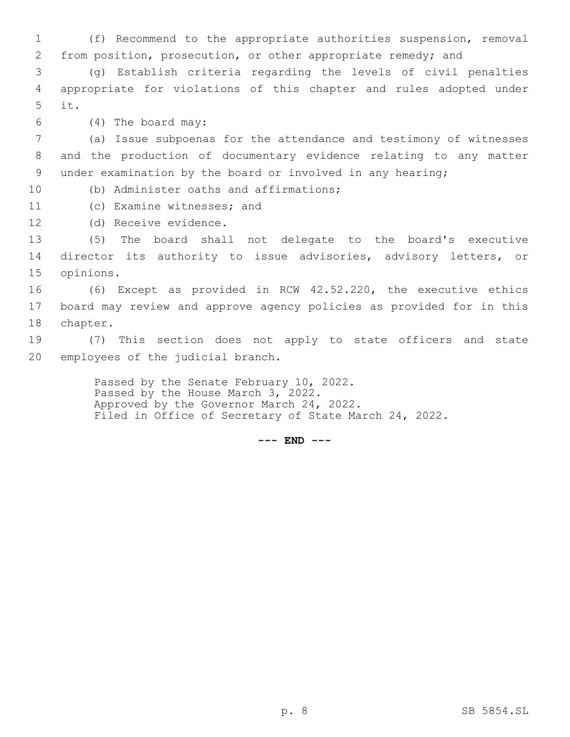(f) Recommend to the appropriate authorities suspension, removal from position, prosecution, or other appropriate remedy; and

(g) Establish criteria regarding the levels of civil penalties appropriate for violations of this chapter and rules adopted under it.

(4) The board may:

(a) Issue subpoenas for the attendance and testimony of witnesses and the production of documentary evidence relating to any matter under examination by the board or involved in any hearing;

(b) Administer oaths and affirmations;

(c) Examine witnesses; and

(d) Receive evidence.

(5) The board shall not delegate to the board's executive director its authority to issue advisories, advisory letters, or opinions.

(6) Except as provided in RCW 42.52.220, the executive ethics board may review and approve agency policies as provided for in this chapter.

(7) This section does not apply to state officers and state employees of the judicial branch.

Passed by the Senate February 10, 2022.
Passed by the House March 3, 2022.
Approved by the Governor March 24, 2022.
Filed in Office of Secretary of State March 24, 2022.

**--- END ---**